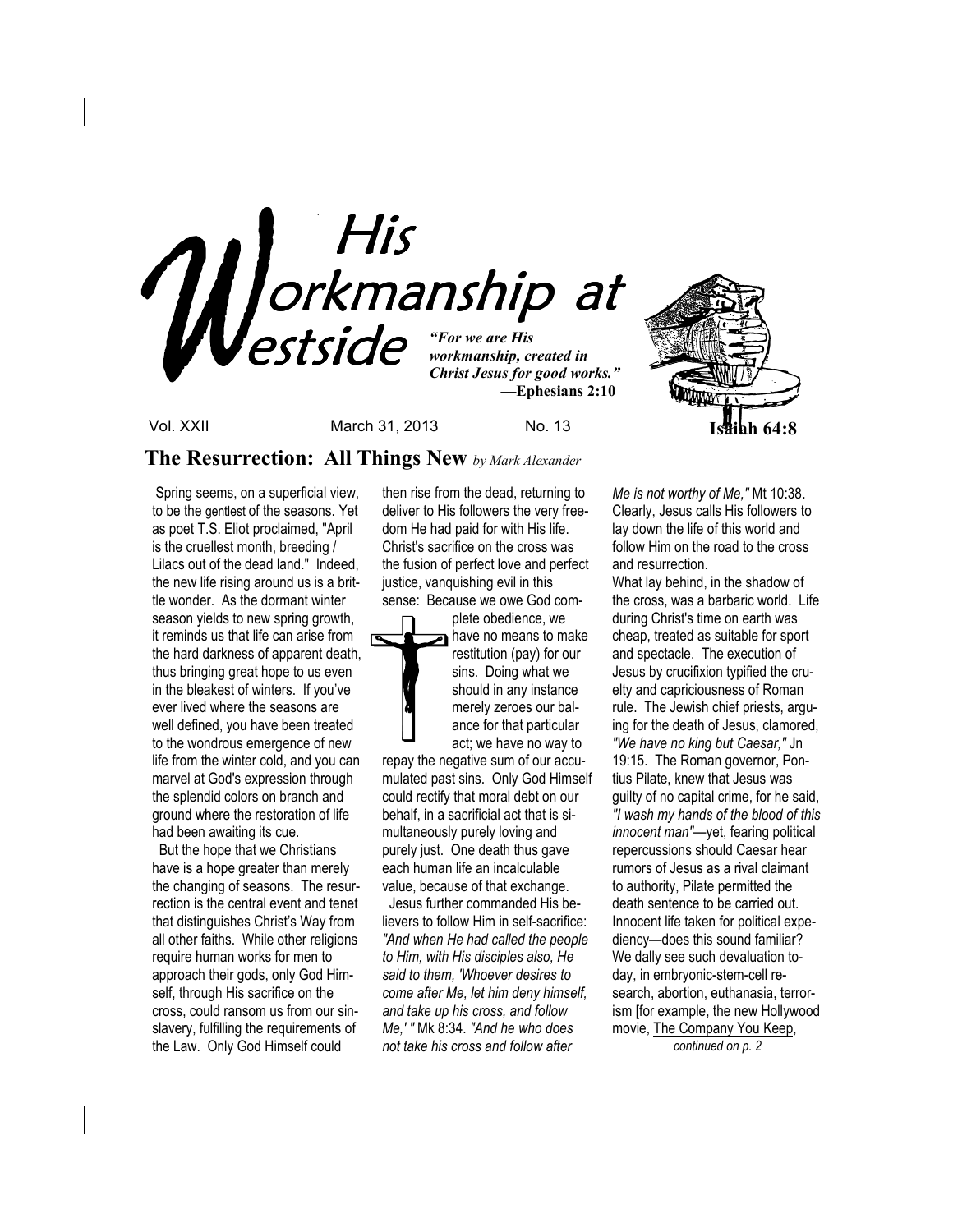# His Workmanship at Westside

*"For we are His workmanship, created in Christ Jesus for good works."*
**—Ephesians 2:10**

**Isaiah 64:8**

Vol. XXII March 31, 2013 No. 13

## The Resurrection: All Things New *by Mark Alexander*

Spring seems, on a superficial view, to be the gentlest of the seasons. Yet as poet T.S. Eliot proclaimed, "April is the cruellest month, breeding / Lilacs out of the dead land." Indeed, the new life rising around us is a brittle wonder. As the dormant winter season yields to new spring growth, it reminds us that life can arise from the hard darkness of apparent death, thus bringing great hope to us even in the bleakest of winters. If you've ever lived where the seasons are well defined, you have been treated to the wondrous emergence of new life from the winter cold, and you can marvel at God's expression through the splendid colors on branch and ground where the restoration of life had been awaiting its cue.

But the hope that we Christians have is a hope greater than merely the changing of seasons. The resurrection is the central event and tenet that distinguishes Christ's Way from all other faiths. While other religions require human works for men to approach their gods, only God Himself, through His sacrifice on the cross, could ransom us from our sin-slavery, fulfilling the requirements of the Law. Only God Himself could then rise from the dead, returning to deliver to His followers the very freedom He had paid for with His life. Christ's sacrifice on the cross was the fusion of perfect love and perfect justice, vanquishing evil in this sense: Because we owe God complete obedience, we have no means to make restitution (pay) for our sins. Doing what we should in any instance merely zeroes our balance for that particular act; we have no way to repay the negative sum of our accumulated past sins. Only God Himself could rectify that moral debt on our behalf, in a sacrificial act that is simultaneously purely loving and purely just. One death thus gave each human life an incalculable value, because of that exchange.

Jesus further commanded His believers to follow Him in self-sacrifice: *"And when He had called the people to Him, with His disciples also, He said to them, 'Whoever desires to come after Me, let him deny himself, and take up his cross, and follow Me,' "* Mk 8:34. *"And he who does not take his cross and follow after Me is not worthy of Me,"* Mt 10:38. Clearly, Jesus calls His followers to lay down the life of this world and follow Him on the road to the cross and resurrection.

What lay behind, in the shadow of the cross, was a barbaric world. Life during Christ's time on earth was cheap, treated as suitable for sport and spectacle. The execution of Jesus by crucifixion typified the cruelty and capriciousness of Roman rule. The Jewish chief priests, arguing for the death of Jesus, clamored, *"We have no king but Caesar,"* Jn 19:15. The Roman governor, Pontius Pilate, knew that Jesus was guilty of no capital crime, for he said, *"I wash my hands of the blood of this innocent man"*—yet, fearing political repercussions should Caesar hear rumors of Jesus as a rival claimant to authority, Pilate permitted the death sentence to be carried out. Innocent life taken for political expediency—does this sound familiar? We daily see such devaluation today, in embryonic-stem-cell research, abortion, euthanasia, terrorism [for example, the new Hollywood movie, The Company You Keep,

*continued on p. 2*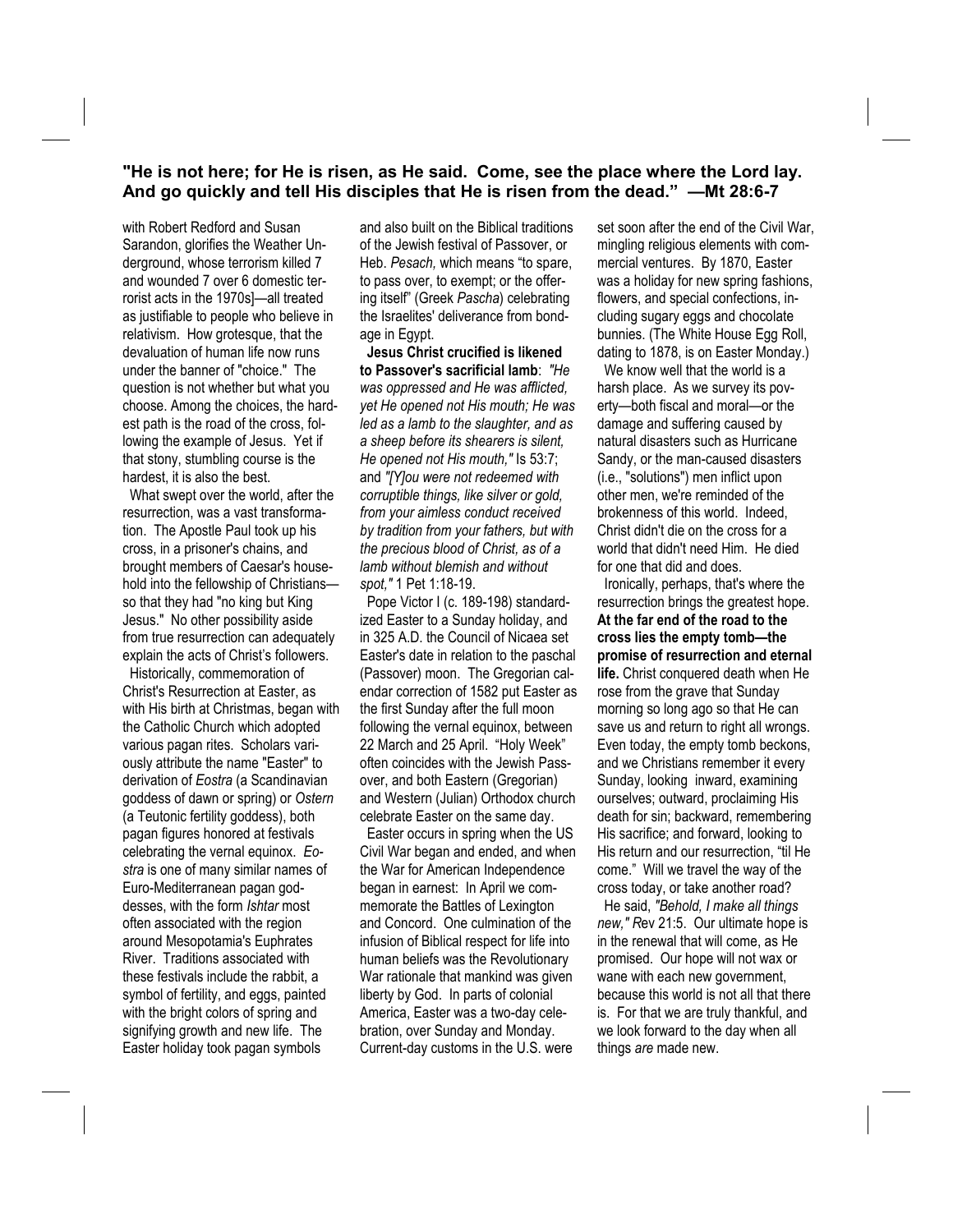**"He is not here; for He is risen, as He said. Come, see the place where the Lord lay. And go quickly and tell His disciples that He is risen from the dead." —Mt 28:6-7**

with Robert Redford and Susan Sarandon, glorifies the Weather Underground, whose terrorism killed 7 and wounded 7 over 6 domestic terrorist acts in the 1970s]—all treated as justifiable to people who believe in relativism. How grotesque, that the devaluation of human life now runs under the banner of "choice." The question is not whether but what you choose. Among the choices, the hardest path is the road of the cross, following the example of Jesus. Yet if that stony, stumbling course is the hardest, it is also the best.

What swept over the world, after the resurrection, was a vast transformation. The Apostle Paul took up his cross, in a prisoner's chains, and brought members of Caesar's household into the fellowship of Christians—so that they had "no king but King Jesus." No other possibility aside from true resurrection can adequately explain the acts of Christ's followers.

Historically, commemoration of Christ's Resurrection at Easter, as with His birth at Christmas, began with the Catholic Church which adopted various pagan rites. Scholars variously attribute the name "Easter" to derivation of *Eostra* (a Scandinavian goddess of dawn or spring) or *Ostern* (a Teutonic fertility goddess), both pagan figures honored at festivals celebrating the vernal equinox. *Eostra* is one of many similar names of Euro-Mediterranean pagan goddesses, with the form *Ishtar* most often associated with the region around Mesopotamia's Euphrates River. Traditions associated with these festivals include the rabbit, a symbol of fertility, and eggs, painted with the bright colors of spring and signifying growth and new life. The Easter holiday took pagan symbols and also built on the Biblical traditions of the Jewish festival of Passover, or Heb. *Pesach,* which means "to spare, to pass over, to exempt; or the offering itself" (Greek *Pascha*) celebrating the Israelites' deliverance from bondage in Egypt.

**Jesus Christ crucified is likened to Passover's sacrificial lamb**: *"He was oppressed and He was afflicted, yet He opened not His mouth; He was led as a lamb to the slaughter, and as a sheep before its shearers is silent, He opened not His mouth,"* Is 53:7; and *"[Y]ou were not redeemed with corruptible things, like silver or gold, from your aimless conduct received by tradition from your fathers, but with the precious blood of Christ, as of a lamb without blemish and without spot,"* 1 Pet 1:18-19.

Pope Victor I (c. 189-198) standardized Easter to a Sunday holiday, and in 325 A.D. the Council of Nicaea set Easter's date in relation to the paschal (Passover) moon. The Gregorian calendar correction of 1582 put Easter as the first Sunday after the full moon following the vernal equinox, between 22 March and 25 April. "Holy Week" often coincides with the Jewish Passover, and both Eastern (Gregorian) and Western (Julian) Orthodox church celebrate Easter on the same day.

Easter occurs in spring when the US Civil War began and ended, and when the War for American Independence began in earnest: In April we commemorate the Battles of Lexington and Concord. One culmination of the infusion of Biblical respect for life into human beliefs was the Revolutionary War rationale that mankind was given liberty by God. In parts of colonial America, Easter was a two-day celebration, over Sunday and Monday. Current-day customs in the U.S. were set soon after the end of the Civil War, mingling religious elements with commercial ventures. By 1870, Easter was a holiday for new spring fashions, flowers, and special confections, including sugary eggs and chocolate bunnies. (The White House Egg Roll, dating to 1878, is on Easter Monday.)

We know well that the world is a harsh place. As we survey its poverty—both fiscal and moral—or the damage and suffering caused by natural disasters such as Hurricane Sandy, or the man-caused disasters (i.e., "solutions") men inflict upon other men, we're reminded of the brokenness of this world. Indeed, Christ didn't die on the cross for a world that didn't need Him. He died for one that did and does.

Ironically, perhaps, that's where the resurrection brings the greatest hope. **At the far end of the road to the cross lies the empty tomb—the promise of resurrection and eternal life.** Christ conquered death when He rose from the grave that Sunday morning so long ago so that He can save us and return to right all wrongs. Even today, the empty tomb beckons, and we Christians remember it every Sunday, looking inward, examining ourselves; outward, proclaiming His death for sin; backward, remembering His sacrifice; and forward, looking to His return and our resurrection, "til He come." Will we travel the way of the cross today, or take another road?

He said, *"Behold, I make all things new,"* Rev 21:5. Our ultimate hope is in the renewal that will come, as He promised. Our hope will not wax or wane with each new government, because this world is not all that there is. For that we are truly thankful, and we look forward to the day when all things *are* made new.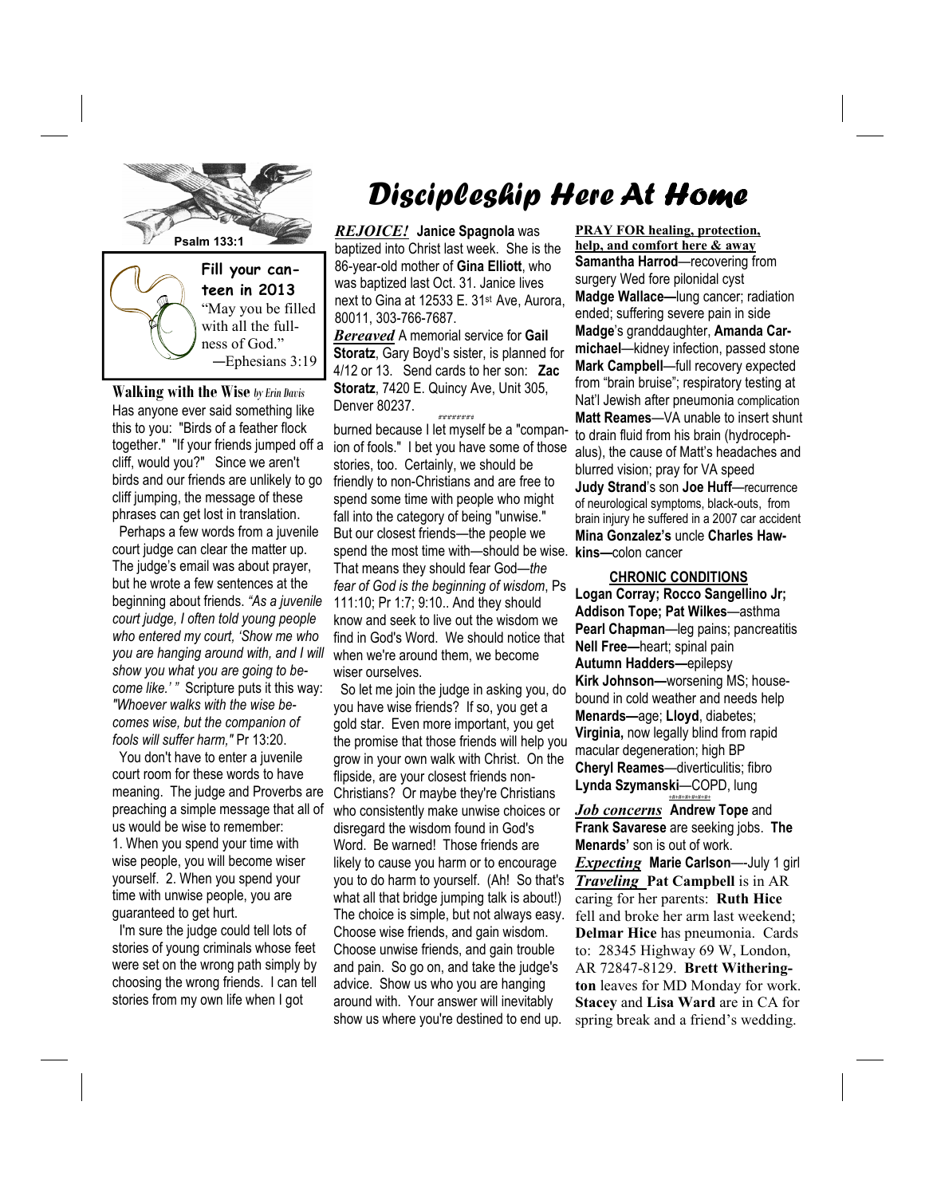# Discipleship Here At Home

Psalm 133:1

**Fill your canteen in 2013**

"May you be filled with all the fullness of God."
—Ephesians 3:19

**Walking with the Wise** *by Erin Davis*

Has anyone ever said something like this to you: "Birds of a feather flock together." "If your friends jumped off a cliff, would you?" Since we aren't birds and our friends are unlikely to go cliff jumping, the message of these phrases can get lost in translation.

Perhaps a few words from a juvenile court judge can clear the matter up. The judge's email was about prayer, but he wrote a few sentences at the beginning about friends. *"As a juvenile court judge, I often told young people who entered my court, 'Show me who you are hanging around with, and I will show you what you are going to become like.' "* Scripture puts it this way: *"Whoever walks with the wise becomes wise, but the companion of fools will suffer harm,"* Pr 13:20.

You don't have to enter a juvenile court room for these words to have meaning. The judge and Proverbs are preaching a simple message that all of us would be wise to remember:

1. When you spend your time with wise people, you will become wiser yourself. 2. When you spend your time with unwise people, you are guaranteed to get hurt.

I'm sure the judge could tell lots of stories of young criminals whose feet were set on the wrong path simply by choosing the wrong friends. I can tell stories from my own life when I got burned because I let myself be a "companion of fools." I bet you have some of those stories, too. Certainly, we should be friendly to non-Christians and are free to spend some time with people who might fall into the category of being "unwise." But our closest friends—the people we spend the most time with—should be wise. That means they should fear God—*the fear of God is the beginning of wisdom*, Ps 111:10; Pr 1:7; 9:10.. And they should know and seek to live out the wisdom we find in God's Word. We should notice that when we're around them, we become wiser ourselves.

So let me join the judge in asking you, do you have wise friends? If so, you get a gold star. Even more important, you get the promise that those friends will help you grow in your own walk with Christ. On the flipside, are your closest friends non-Christians? Or maybe they're Christians who consistently make unwise choices or disregard the wisdom found in God's Word. Be warned! Those friends are likely to cause you harm or to encourage you to do harm to yourself. (Ah! So that's what all that bridge jumping talk is about!) The choice is simple, but not always easy. Choose wise friends, and gain wisdom. Choose unwise friends, and gain trouble and pain. So go on, and take the judge's advice. Show us who you are hanging around with. Your answer will inevitably show us where you're destined to end up.

*REJOICE!* **Janice Spagnola** was baptized into Christ last week. She is the 86-year-old mother of **Gina Elliott**, who was baptized last Oct. 31. Janice lives next to Gina at 12533 E. 31st Ave, Aurora, 80011, 303-766-7687.

*Bereaved* A memorial service for **Gail Storatz**, Gary Boyd's sister, is planned for 4/12 or 13. Send cards to her son: **Zac Storatz**, 7420 E. Quincy Ave, Unit 305, Denver 80237.

**PRAY FOR healing, protection, help, and comfort here & away**

**Samantha Harrod**—recovering from surgery Wed fore pilonidal cyst
**Madge Wallace—**lung cancer; radiation ended; suffering severe pain in side
**Madge**'s granddaughter, **Amanda Carmichael**—kidney infection, passed stone
**Mark Campbell**—full recovery expected from "brain bruise"; respiratory testing at Nat'l Jewish after pneumonia complication
**Matt Reames**—VA unable to insert shunt to drain fluid from his brain (hydrocephalus), the cause of Matt's headaches and blurred vision; pray for VA speed
**Judy Strand**'s son **Joe Huff**—recurrence of neurological symptoms, black-outs, from brain injury he suffered in a 2007 car accident
**Mina Gonzalez's** uncle **Charles Hawkins—**colon cancer

**CHRONIC CONDITIONS**

**Logan Corray; Rocco Sangellino Jr; Addison Tope; Pat Wilkes**—asthma
**Pearl Chapman**—leg pains; pancreatitis
**Nell Free—**heart; spinal pain
**Autumn Hadders—**epilepsy
**Kirk Johnson—**worsening MS; housebound in cold weather and needs help
**Menards—**age; **Lloyd**, diabetes; **Virginia,** now legally blind from rapid macular degeneration; high BP
**Cheryl Reames**—diverticulitis; fibro
**Lynda Szymanski**—COPD, lung

*Job concerns* **Andrew Tope** and **Frank Savarese** are seeking jobs. **The Menards'** son is out of work.

*Expecting* **Marie Carlson**—July 1 girl

*Traveling* **Pat Campbell** is in AR caring for her parents: **Ruth Hice** fell and broke her arm last weekend; **Delmar Hice** has pneumonia. Cards to: 28345 Highway 69 W, London, AR 72847-8129. **Brett Witherington** leaves for MD Monday for work. **Stacey** and **Lisa Ward** are in CA for spring break and a friend's wedding.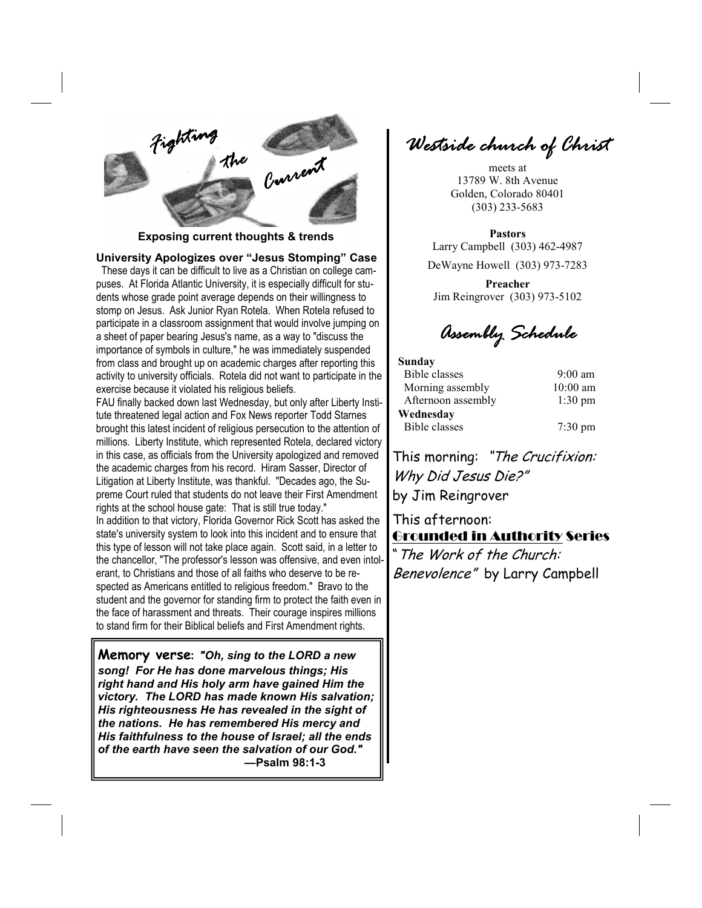Fighting the Current

**Exposing current thoughts & trends**

### University Apologizes over "Jesus Stomping" Case

These days it can be difficult to live as a Christian on college campuses. At Florida Atlantic University, it is especially difficult for students whose grade point average depends on their willingness to stomp on Jesus. Ask Junior Ryan Rotela. When Rotela refused to participate in a classroom assignment that would involve jumping on a sheet of paper bearing Jesus's name, as a way to "discuss the importance of symbols in culture," he was immediately suspended from class and brought up on academic charges after reporting this activity to university officials. Rotela did not want to participate in the exercise because it violated his religious beliefs.

FAU finally backed down last Wednesday, but only after Liberty Institute threatened legal action and Fox News reporter Todd Starnes brought this latest incident of religious persecution to the attention of millions. Liberty Institute, which represented Rotela, declared victory in this case, as officials from the University apologized and removed the academic charges from his record. Hiram Sasser, Director of Litigation at Liberty Institute, was thankful. "Decades ago, the Supreme Court ruled that students do not leave their First Amendment rights at the school house gate: That is still true today."

In addition to that victory, Florida Governor Rick Scott has asked the state's university system to look into this incident and to ensure that this type of lesson will not take place again. Scott said, in a letter to the chancellor, "The professor's lesson was offensive, and even intolerant, to Christians and those of all faiths who deserve to be respected as Americans entitled to religious freedom." Bravo to the student and the governor for standing firm to protect the faith even in the face of harassment and threats. Their courage inspires millions to stand firm for their Biblical beliefs and First Amendment rights.

**Memory verse:** ***"Oh, sing to the LORD a new song! For He has done marvelous things; His right hand and His holy arm have gained Him the victory. The LORD has made known His salvation; His righteousness He has revealed in the sight of the nations. He has remembered His mercy and His faithfulness to the house of Israel; all the ends of the earth have seen the salvation of our God."***
**—Psalm 98:1-3**

## Westside church of Christ

meets at
13789 W. 8th Avenue
Golden, Colorado 80401
(303) 233-5683

**Pastors**
Larry Campbell (303) 462-4987
DeWayne Howell (303) 973-7283

**Preacher**
Jim Reingrover (303) 973-5102

## Assembly Schedule

| | |
|---|---|
| **Sunday** | |
| Bible classes | 9:00 am |
| Morning assembly | 10:00 am |
| Afternoon assembly | 1:30 pm |
| **Wednesday** | |
| Bible classes | 7:30 pm |

This morning: *"The Crucifixion: Why Did Jesus Die?"* by Jim Reingrover

This afternoon: **Grounded in Authority Series**
"*The Work of the Church: Benevolence"* by Larry Campbell